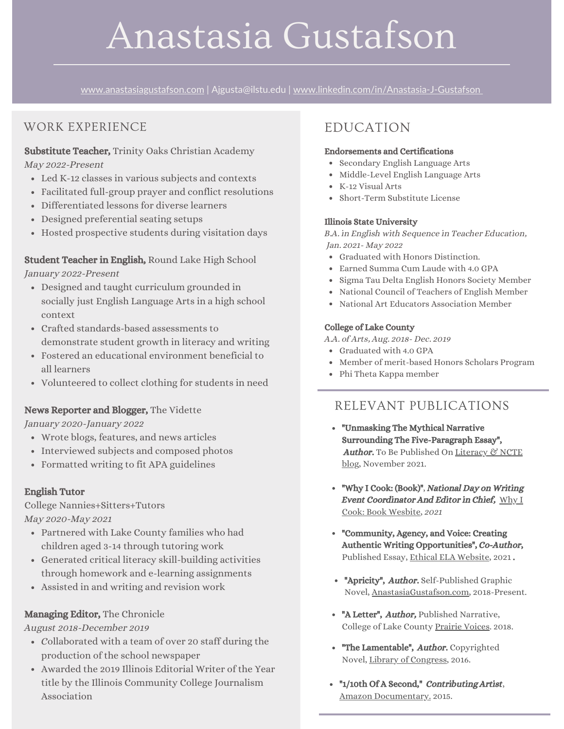# Anastasia Gustafson

www.anastasiagustafson.com | Ajgusta@ilstu.edu | www.linkedin.com/in/Anastasia-J-Gustafson

## WORK EXPERIENCE

**Substitute Teacher,** Trinity Oaks Christian Academy
*May 2022-Present*

- Led K-12 classes in various subjects and contexts
- Facilitated full-group prayer and conflict resolutions
- Differentiated lessons for diverse learners
- Designed preferential seating setups
- Hosted prospective students during visitation days

**Student Teacher in English,** Round Lake High School
*January 2022-Present*

- Designed and taught curriculum grounded in socially just English Language Arts in a high school context
- Crafted standards-based assessments to demonstrate student growth in literacy and writing
- Fostered an educational environment beneficial to all learners
- Volunteered to collect clothing for students in need

**News Reporter and Blogger,** The Vidette
*January 2020-January 2022*

- Wrote blogs, features, and news articles
- Interviewed subjects and composed photos
- Formatted writing to fit APA guidelines

**English Tutor**
College Nannies+Sitters+Tutors
*May 2020-May 2021*

- Partnered with Lake County families who had children aged 3-14 through tutoring work
- Generated critical literacy skill-building activities through homework and e-learning assignments
- Assisted in and writing and revision work

**Managing Editor,** The Chronicle
*August 2018-December 2019*

- Collaborated with a team of over 20 staff during the production of the school newspaper
- Awarded the 2019 Illinois Editorial Writer of the Year title by the Illinois Community College Journalism Association

## EDUCATION

**Endorsements and Certifications**

- Secondary English Language Arts
- Middle-Level English Language Arts
- K-12 Visual Arts
- Short-Term Substitute License

**Illinois State University**
*B.A. in English with Sequence in Teacher Education, Jan. 2021- May 2022*

- Graduated with Honors Distinction.
- Earned Summa Cum Laude with 4.0 GPA
- Sigma Tau Delta English Honors Society Member
- National Council of Teachers of English Member
- National Art Educators Association Member

**College of Lake County**
*A.A. of Arts, Aug. 2018- Dec. 2019*

- Graduated with 4.0 GPA
- Member of merit-based Honors Scholars Program
- Phi Theta Kappa member

## RELEVANT PUBLICATIONS

- **"Unmasking The Mythical Narrative Surrounding The Five-Paragraph Essay", *Author.*** To Be Published On Literacy & NCTE blog, November 2021.
- **"Why I Cook: (Book)"**, ***National Day on Writing Event Coordinator And Editor in Chief,*** Why I Cook: Book Wesbite, *2021*
- **"Community, Agency, and Voice: Creating Authentic Writing Opportunities", *Co-Author,*** Published Essay, Ethical ELA Website, 2021 **.**
- **"Apricity", *Author.*** Self-Published Graphic Novel, AnastasiaGustafson.com, 2018-Present.
- **"A Letter", *Author,*** Published Narrative, College of Lake County Prairie Voices. 2018.
- **"The Lamentable", *Author.*** Copyrighted Novel, Library of Congress, 2016.
- **"1/10th Of A Second," *Contributing Artist*,** Amazon Documentary. 2015.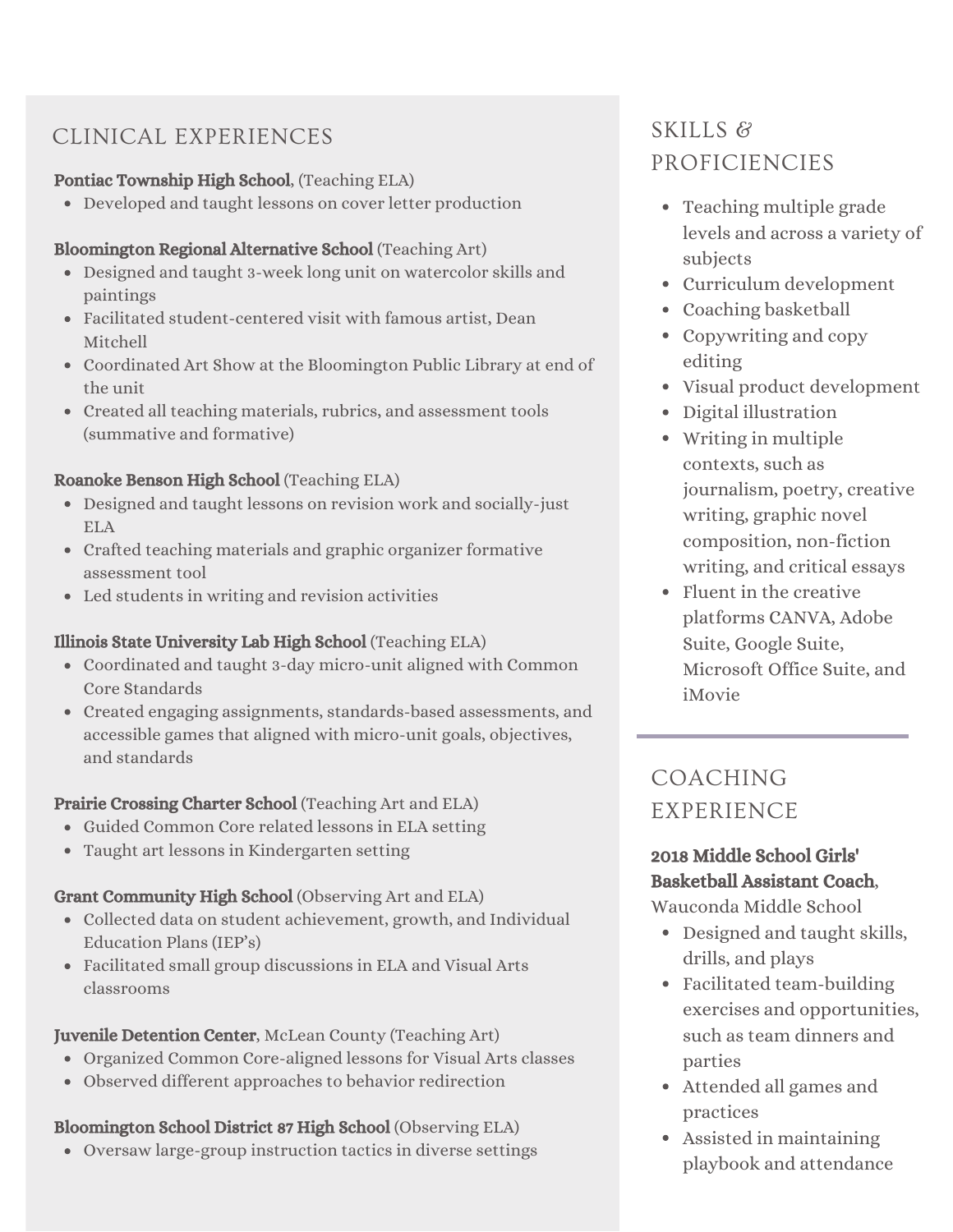## CLINICAL EXPERIENCES

**Pontiac Township High School**, (Teaching ELA)

- Developed and taught lessons on cover letter production

**Bloomington Regional Alternative School** (Teaching Art)

- Designed and taught 3-week long unit on watercolor skills and paintings
- Facilitated student-centered visit with famous artist, Dean Mitchell
- Coordinated Art Show at the Bloomington Public Library at end of the unit
- Created all teaching materials, rubrics, and assessment tools (summative and formative)

**Roanoke Benson High School** (Teaching ELA)

- Designed and taught lessons on revision work and socially-just ELA
- Crafted teaching materials and graphic organizer formative assessment tool
- Led students in writing and revision activities

**Illinois State University Lab High School** (Teaching ELA)

- Coordinated and taught 3-day micro-unit aligned with Common Core Standards
- Created engaging assignments, standards-based assessments, and accessible games that aligned with micro-unit goals, objectives, and standards

**Prairie Crossing Charter School** (Teaching Art and ELA)

- Guided Common Core related lessons in ELA setting
- Taught art lessons in Kindergarten setting

**Grant Community High School** (Observing Art and ELA)

- Collected data on student achievement, growth, and Individual Education Plans (IEP's)
- Facilitated small group discussions in ELA and Visual Arts classrooms

**Juvenile Detention Center**, McLean County (Teaching Art)

- Organized Common Core-aligned lessons for Visual Arts classes
- Observed different approaches to behavior redirection

**Bloomington School District 87 High School** (Observing ELA)

- Oversaw large-group instruction tactics in diverse settings

## SKILLS & PROFICIENCIES

- Teaching multiple grade levels and across a variety of subjects
- Curriculum development
- Coaching basketball
- Copywriting and copy editing
- Visual product development
- Digital illustration
- Writing in multiple contexts, such as journalism, poetry, creative writing, graphic novel composition, non-fiction writing, and critical essays
- Fluent in the creative platforms CANVA, Adobe Suite, Google Suite, Microsoft Office Suite, and iMovie

## COACHING EXPERIENCE

**2018 Middle School Girls' Basketball Assistant Coach**, Wauconda Middle School

- Designed and taught skills, drills, and plays
- Facilitated team-building exercises and opportunities, such as team dinners and parties
- Attended all games and practices
- Assisted in maintaining playbook and attendance